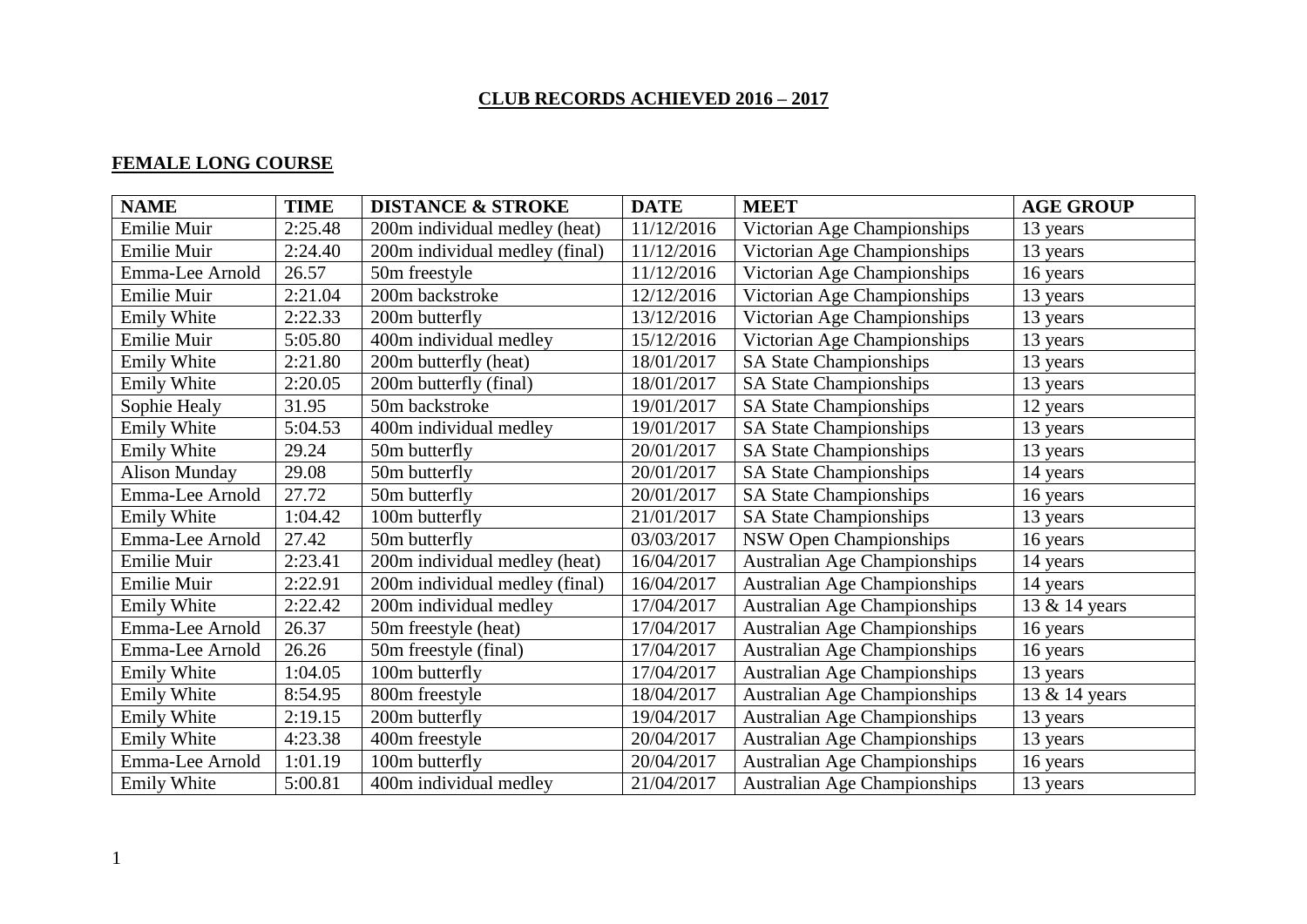# CLUB RECORDS ACHIEVED 2016 – 2017

## FEMALE LONG COURSE

| NAME | TIME | DISTANCE & STROKE | DATE | MEET | AGE GROUP |
|---|---|---|---|---|---|
| Emilie Muir | 2:25.48 | 200m individual medley (heat) | 11/12/2016 | Victorian Age Championships | 13 years |
| Emilie Muir | 2:24.40 | 200m individual medley (final) | 11/12/2016 | Victorian Age Championships | 13 years |
| Emma-Lee Arnold | 26.57 | 50m freestyle | 11/12/2016 | Victorian Age Championships | 16 years |
| Emilie Muir | 2:21.04 | 200m backstroke | 12/12/2016 | Victorian Age Championships | 13 years |
| Emily White | 2:22.33 | 200m butterfly | 13/12/2016 | Victorian Age Championships | 13 years |
| Emilie Muir | 5:05.80 | 400m individual medley | 15/12/2016 | Victorian Age Championships | 13 years |
| Emily White | 2:21.80 | 200m butterfly (heat) | 18/01/2017 | SA State Championships | 13 years |
| Emily White | 2:20.05 | 200m butterfly (final) | 18/01/2017 | SA State Championships | 13 years |
| Sophie Healy | 31.95 | 50m backstroke | 19/01/2017 | SA State Championships | 12 years |
| Emily White | 5:04.53 | 400m individual medley | 19/01/2017 | SA State Championships | 13 years |
| Emily White | 29.24 | 50m butterfly | 20/01/2017 | SA State Championships | 13 years |
| Alison Munday | 29.08 | 50m butterfly | 20/01/2017 | SA State Championships | 14 years |
| Emma-Lee Arnold | 27.72 | 50m butterfly | 20/01/2017 | SA State Championships | 16 years |
| Emily White | 1:04.42 | 100m butterfly | 21/01/2017 | SA State Championships | 13 years |
| Emma-Lee Arnold | 27.42 | 50m butterfly | 03/03/2017 | NSW Open Championships | 16 years |
| Emilie Muir | 2:23.41 | 200m individual medley (heat) | 16/04/2017 | Australian Age Championships | 14 years |
| Emilie Muir | 2:22.91 | 200m individual medley (final) | 16/04/2017 | Australian Age Championships | 14 years |
| Emily White | 2:22.42 | 200m individual medley | 17/04/2017 | Australian Age Championships | 13 & 14 years |
| Emma-Lee Arnold | 26.37 | 50m freestyle (heat) | 17/04/2017 | Australian Age Championships | 16 years |
| Emma-Lee Arnold | 26.26 | 50m freestyle (final) | 17/04/2017 | Australian Age Championships | 16 years |
| Emily White | 1:04.05 | 100m butterfly | 17/04/2017 | Australian Age Championships | 13 years |
| Emily White | 8:54.95 | 800m freestyle | 18/04/2017 | Australian Age Championships | 13 & 14 years |
| Emily White | 2:19.15 | 200m butterfly | 19/04/2017 | Australian Age Championships | 13 years |
| Emily White | 4:23.38 | 400m freestyle | 20/04/2017 | Australian Age Championships | 13 years |
| Emma-Lee Arnold | 1:01.19 | 100m butterfly | 20/04/2017 | Australian Age Championships | 16 years |
| Emily White | 5:00.81 | 400m individual medley | 21/04/2017 | Australian Age Championships | 13 years |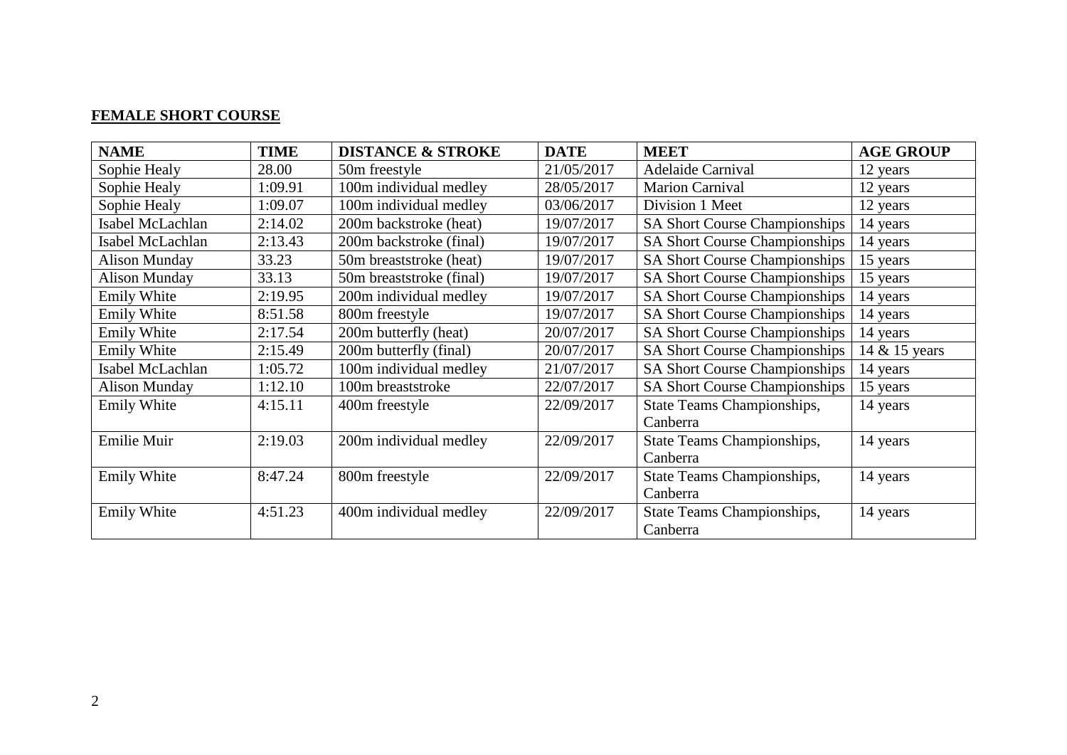**FEMALE SHORT COURSE**

| NAME | TIME | DISTANCE & STROKE | DATE | MEET | AGE GROUP |
|---|---|---|---|---|---|
| Sophie Healy | 28.00 | 50m freestyle | 21/05/2017 | Adelaide Carnival | 12 years |
| Sophie Healy | 1:09.91 | 100m individual medley | 28/05/2017 | Marion Carnival | 12 years |
| Sophie Healy | 1:09.07 | 100m individual medley | 03/06/2017 | Division 1 Meet | 12 years |
| Isabel McLachlan | 2:14.02 | 200m backstroke (heat) | 19/07/2017 | SA Short Course Championships | 14 years |
| Isabel McLachlan | 2:13.43 | 200m backstroke (final) | 19/07/2017 | SA Short Course Championships | 14 years |
| Alison Munday | 33.23 | 50m breaststroke (heat) | 19/07/2017 | SA Short Course Championships | 15 years |
| Alison Munday | 33.13 | 50m breaststroke (final) | 19/07/2017 | SA Short Course Championships | 15 years |
| Emily White | 2:19.95 | 200m individual medley | 19/07/2017 | SA Short Course Championships | 14 years |
| Emily White | 8:51.58 | 800m freestyle | 19/07/2017 | SA Short Course Championships | 14 years |
| Emily White | 2:17.54 | 200m butterfly (heat) | 20/07/2017 | SA Short Course Championships | 14 years |
| Emily White | 2:15.49 | 200m butterfly (final) | 20/07/2017 | SA Short Course Championships | 14 & 15 years |
| Isabel McLachlan | 1:05.72 | 100m individual medley | 21/07/2017 | SA Short Course Championships | 14 years |
| Alison Munday | 1:12.10 | 100m breaststroke | 22/07/2017 | SA Short Course Championships | 15 years |
| Emily White | 4:15.11 | 400m freestyle | 22/09/2017 | State Teams Championships, Canberra | 14 years |
| Emilie Muir | 2:19.03 | 200m individual medley | 22/09/2017 | State Teams Championships, Canberra | 14 years |
| Emily White | 8:47.24 | 800m freestyle | 22/09/2017 | State Teams Championships, Canberra | 14 years |
| Emily White | 4:51.23 | 400m individual medley | 22/09/2017 | State Teams Championships, Canberra | 14 years |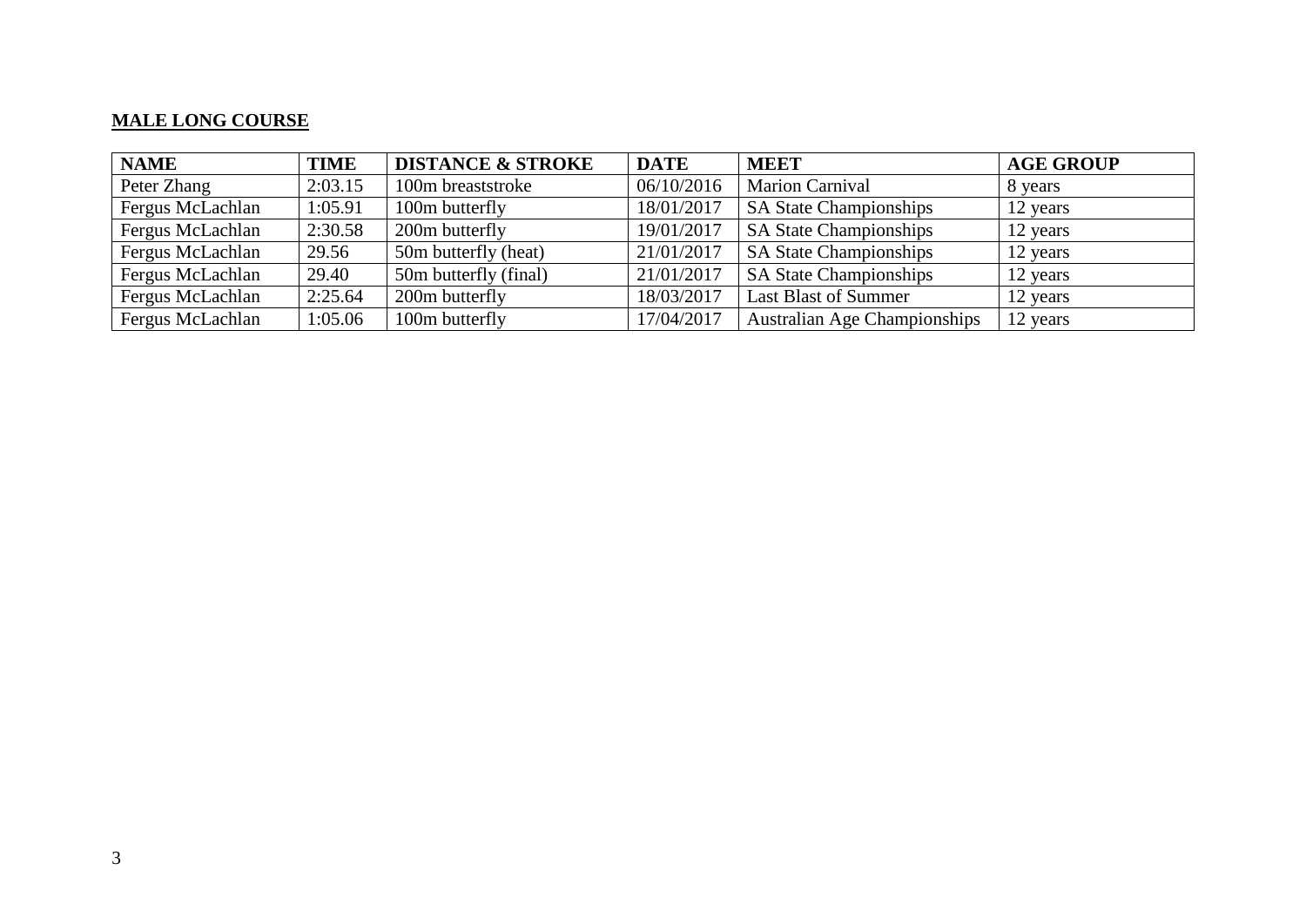**MALE LONG COURSE**

| NAME | TIME | DISTANCE & STROKE | DATE | MEET | AGE GROUP |
|---|---|---|---|---|---|
| Peter Zhang | 2:03.15 | 100m breaststroke | 06/10/2016 | Marion Carnival | 8 years |
| Fergus McLachlan | 1:05.91 | 100m butterfly | 18/01/2017 | SA State Championships | 12 years |
| Fergus McLachlan | 2:30.58 | 200m butterfly | 19/01/2017 | SA State Championships | 12 years |
| Fergus McLachlan | 29.56 | 50m butterfly (heat) | 21/01/2017 | SA State Championships | 12 years |
| Fergus McLachlan | 29.40 | 50m butterfly (final) | 21/01/2017 | SA State Championships | 12 years |
| Fergus McLachlan | 2:25.64 | 200m butterfly | 18/03/2017 | Last Blast of Summer | 12 years |
| Fergus McLachlan | 1:05.06 | 100m butterfly | 17/04/2017 | Australian Age Championships | 12 years |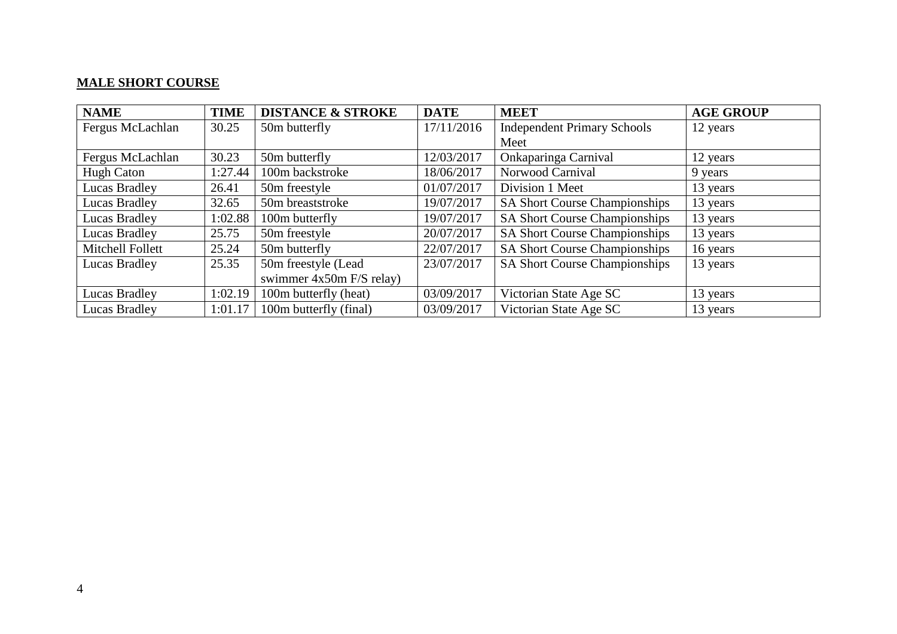**MALE SHORT COURSE**

| NAME | TIME | DISTANCE & STROKE | DATE | MEET | AGE GROUP |
|---|---|---|---|---|---|
| Fergus McLachlan | 30.25 | 50m butterfly | 17/11/2016 | Independent Primary Schools Meet | 12 years |
| Fergus McLachlan | 30.23 | 50m butterfly | 12/03/2017 | Onkaparinga Carnival | 12 years |
| Hugh Caton | 1:27.44 | 100m backstroke | 18/06/2017 | Norwood Carnival | 9 years |
| Lucas Bradley | 26.41 | 50m freestyle | 01/07/2017 | Division 1 Meet | 13 years |
| Lucas Bradley | 32.65 | 50m breaststroke | 19/07/2017 | SA Short Course Championships | 13 years |
| Lucas Bradley | 1:02.88 | 100m butterfly | 19/07/2017 | SA Short Course Championships | 13 years |
| Lucas Bradley | 25.75 | 50m freestyle | 20/07/2017 | SA Short Course Championships | 13 years |
| Mitchell Follett | 25.24 | 50m butterfly | 22/07/2017 | SA Short Course Championships | 16 years |
| Lucas Bradley | 25.35 | 50m freestyle (Lead swimmer 4x50m F/S relay) | 23/07/2017 | SA Short Course Championships | 13 years |
| Lucas Bradley | 1:02.19 | 100m butterfly (heat) | 03/09/2017 | Victorian State Age SC | 13 years |
| Lucas Bradley | 1:01.17 | 100m butterfly (final) | 03/09/2017 | Victorian State Age SC | 13 years |